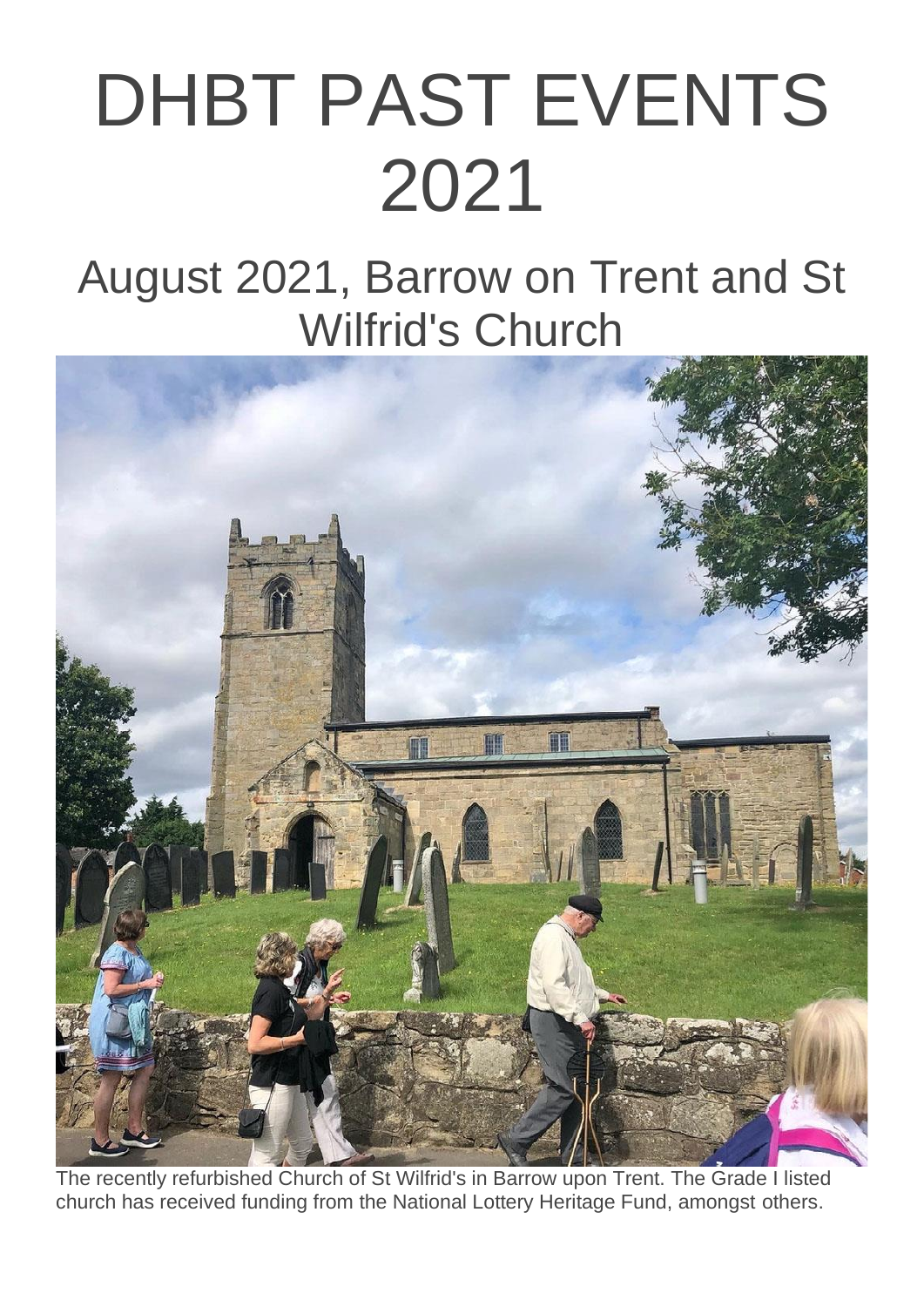# DHBT PAST EVENTS 2021

## August 2021, Barrow on Trent and St Wilfrid's Church

The recently refurbished Church of St Wilfrid's in Barrow upon Trent. The Grade I listed church has received funding from the National Lottery Heritage Fund, amongst others.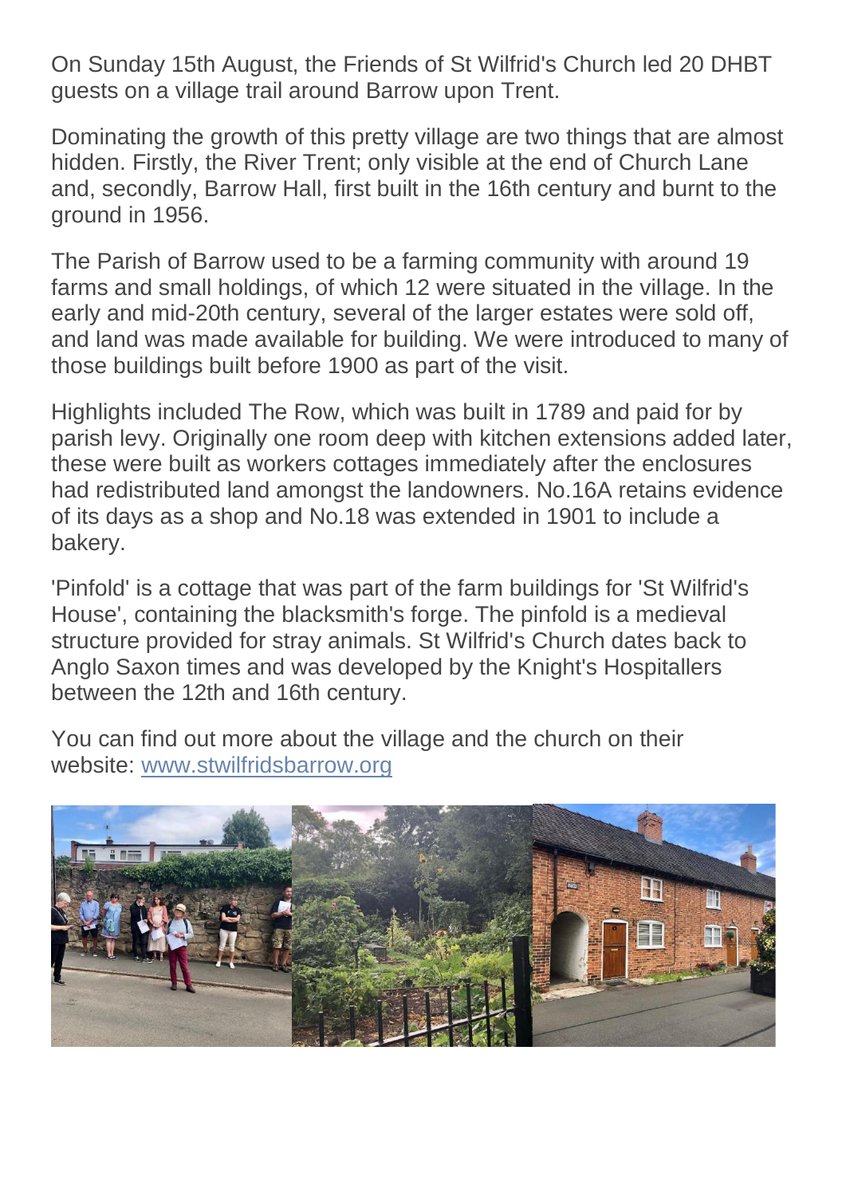On Sunday 15th August, the Friends of St Wilfrid's Church led 20 DHBT guests on a village trail around Barrow upon Trent.

Dominating the growth of this pretty village are two things that are almost hidden. Firstly, the River Trent; only visible at the end of Church Lane and, secondly, Barrow Hall, first built in the 16th century and burnt to the ground in 1956.

The Parish of Barrow used to be a farming community with around 19 farms and small holdings, of which 12 were situated in the village. In the early and mid-20th century, several of the larger estates were sold off, and land was made available for building. We were introduced to many of those buildings built before 1900 as part of the visit.

Highlights included The Row, which was built in 1789 and paid for by parish levy. Originally one room deep with kitchen extensions added later, these were built as workers cottages immediately after the enclosures had redistributed land amongst the landowners. No.16A retains evidence of its days as a shop and No.18 was extended in 1901 to include a bakery.

'Pinfold' is a cottage that was part of the farm buildings for 'St Wilfrid's House', containing the blacksmith's forge. The pinfold is a medieval structure provided for stray animals. St Wilfrid's Church dates back to Anglo Saxon times and was developed by the Knight's Hospitallers between the 12th and 16th century.

You can find out more about the village and the church on their website: [www.stwilfridsbarrow.org](http://www.stwilfridsbarrow.org)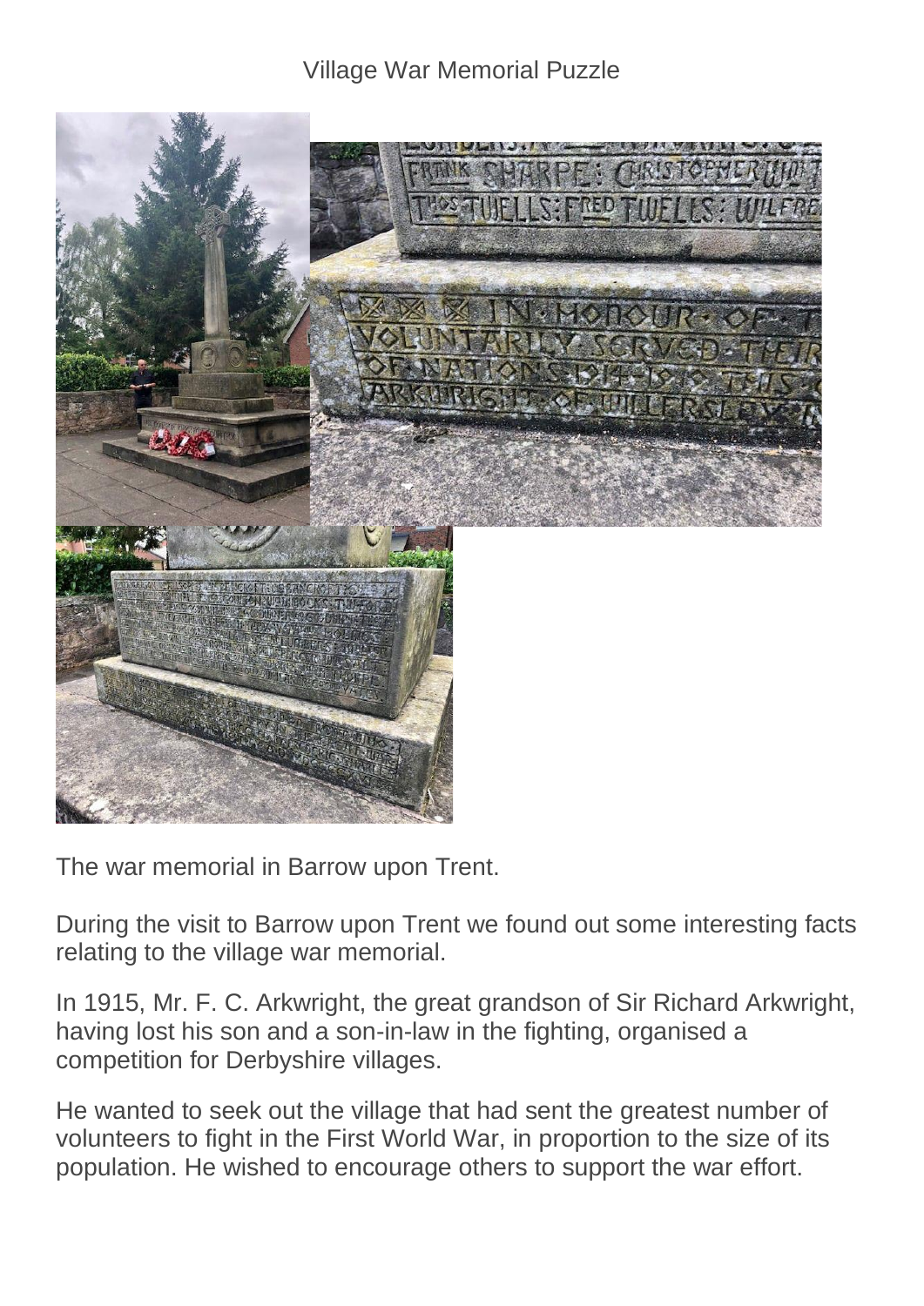Village War Memorial Puzzle

The war memorial in Barrow upon Trent.

During the visit to Barrow upon Trent we found out some interesting facts relating to the village war memorial.

In 1915, Mr. F. C. Arkwright, the great grandson of Sir Richard Arkwright, having lost his son and a son-in-law in the fighting, organised a competition for Derbyshire villages.

He wanted to seek out the village that had sent the greatest number of volunteers to fight in the First World War, in proportion to the size of its population. He wished to encourage others to support the war effort.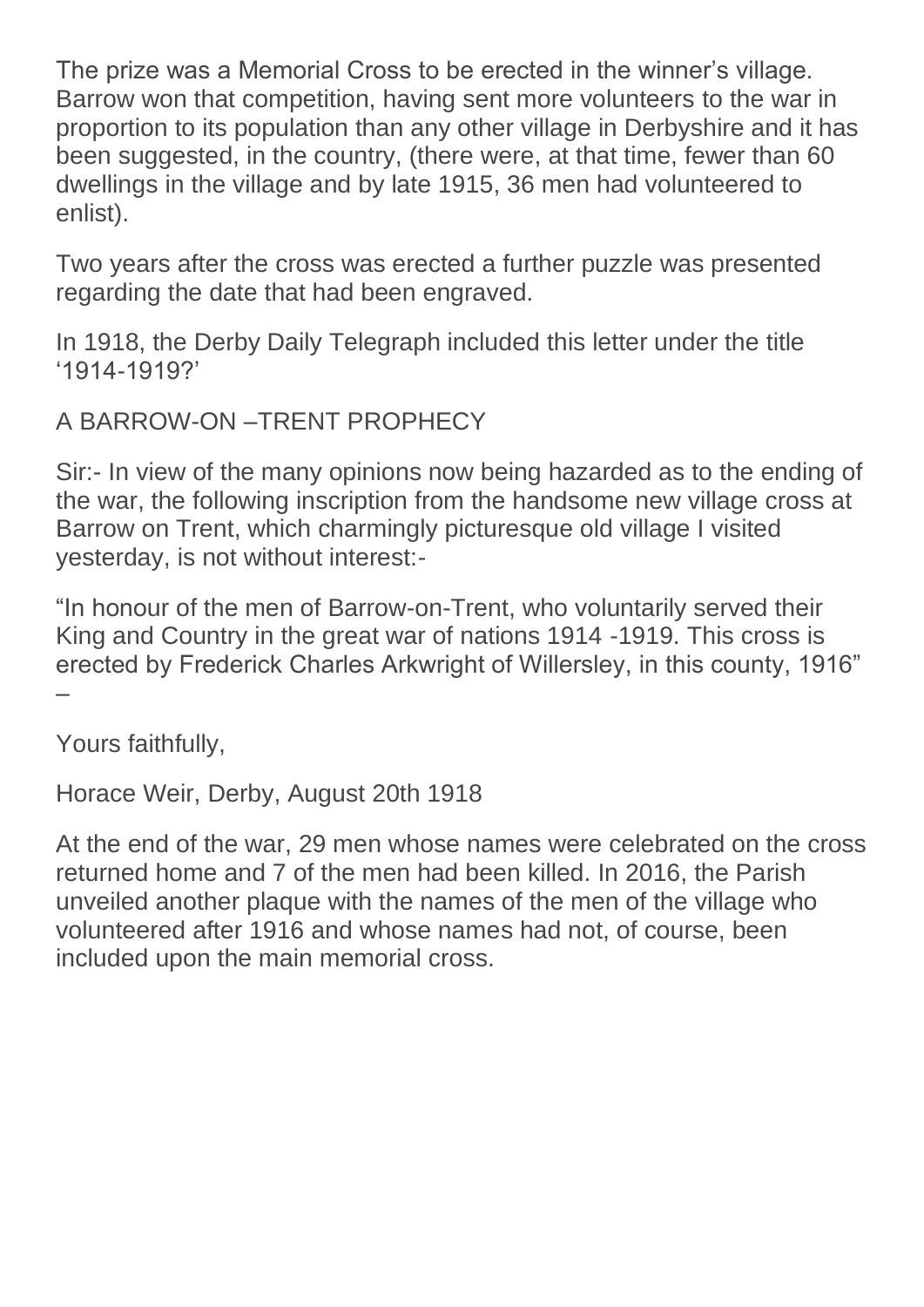The prize was a Memorial Cross to be erected in the winner's village. Barrow won that competition, having sent more volunteers to the war in proportion to its population than any other village in Derbyshire and it has been suggested, in the country, (there were, at that time, fewer than 60 dwellings in the village and by late 1915, 36 men had volunteered to enlist).

Two years after the cross was erected a further puzzle was presented regarding the date that had been engraved.

In 1918, the Derby Daily Telegraph included this letter under the title '1914-1919?'

A BARROW-ON –TRENT PROPHECY

Sir:- In view of the many opinions now being hazarded as to the ending of the war, the following inscription from the handsome new village cross at Barrow on Trent, which charmingly picturesque old village I visited yesterday, is not without interest:-

"In honour of the men of Barrow-on-Trent, who voluntarily served their King and Country in the great war of nations 1914 -1919. This cross is erected by Frederick Charles Arkwright of Willersley, in this county, 1916" –

Yours faithfully,

Horace Weir, Derby, August 20th 1918

At the end of the war, 29 men whose names were celebrated on the cross returned home and 7 of the men had been killed. In 2016, the Parish unveiled another plaque with the names of the men of the village who volunteered after 1916 and whose names had not, of course, been included upon the main memorial cross.